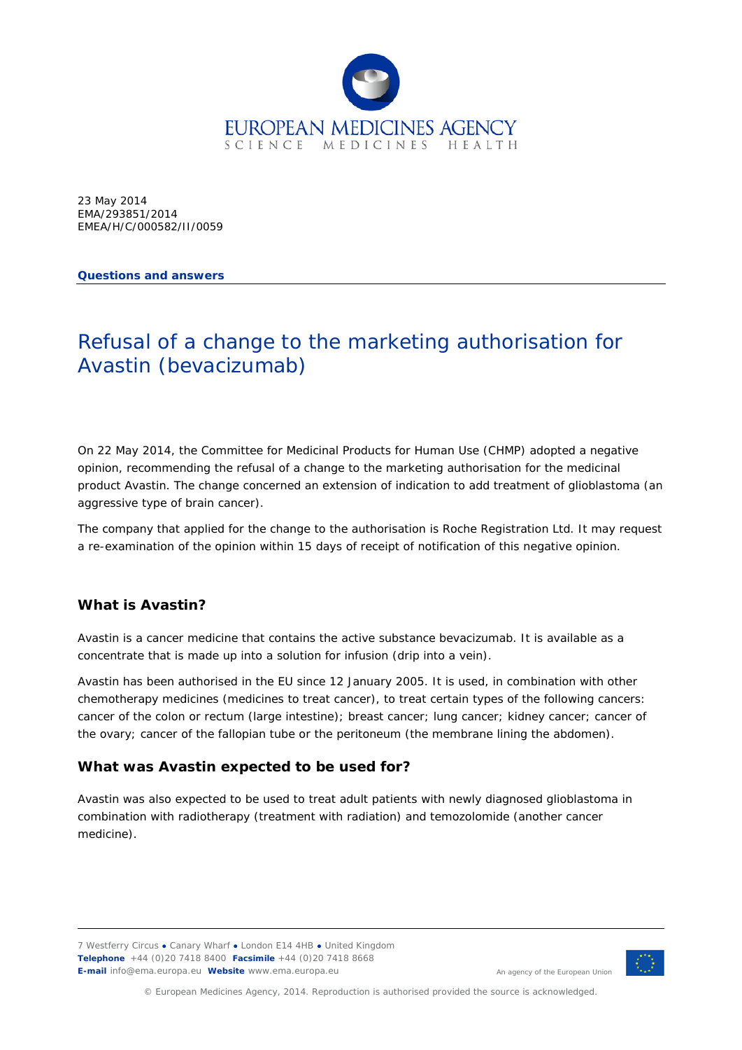23 May 2014
EMA/293851/2014
EMEA/H/C/000582/II/0059

**Questions and answers**

# Refusal of a change to the marketing authorisation for Avastin (bevacizumab)

On 22 May 2014, the Committee for Medicinal Products for Human Use (CHMP) adopted a negative opinion, recommending the refusal of a change to the marketing authorisation for the medicinal product Avastin. The change concerned an extension of indication to add treatment of glioblastoma (an aggressive type of brain cancer).

The company that applied for the change to the authorisation is Roche Registration Ltd. It may request a re-examination of the opinion within 15 days of receipt of notification of this negative opinion.

## What is Avastin?

Avastin is a cancer medicine that contains the active substance bevacizumab. It is available as a concentrate that is made up into a solution for infusion (drip into a vein).

Avastin has been authorised in the EU since 12 January 2005. It is used, in combination with other chemotherapy medicines (medicines to treat cancer), to treat certain types of the following cancers: cancer of the colon or rectum (large intestine); breast cancer; lung cancer; kidney cancer; cancer of the ovary; cancer of the fallopian tube or the peritoneum (the membrane lining the abdomen).

## What was Avastin expected to be used for?

Avastin was also expected to be used to treat adult patients with newly diagnosed glioblastoma in combination with radiotherapy (treatment with radiation) and temozolomide (another cancer medicine).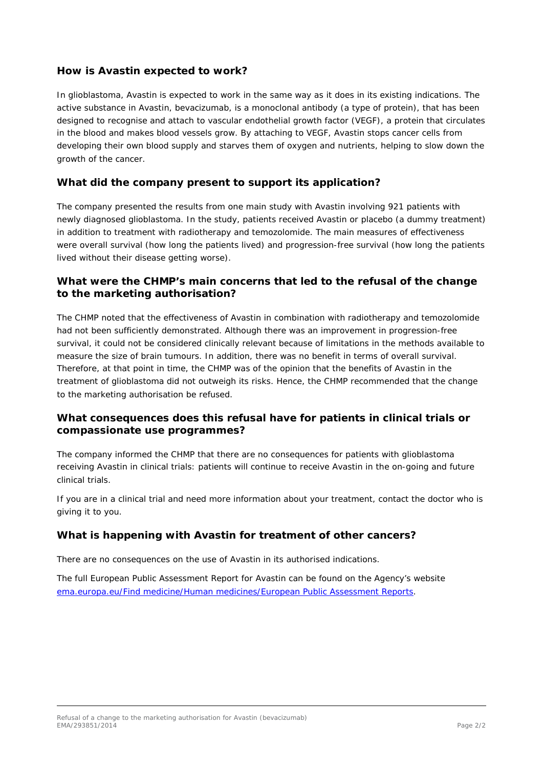## How is Avastin expected to work?

In glioblastoma, Avastin is expected to work in the same way as it does in its existing indications. The active substance in Avastin, bevacizumab, is a monoclonal antibody (a type of protein), that has been designed to recognise and attach to vascular endothelial growth factor (VEGF), a protein that circulates in the blood and makes blood vessels grow. By attaching to VEGF, Avastin stops cancer cells from developing their own blood supply and starves them of oxygen and nutrients, helping to slow down the growth of the cancer.

## What did the company present to support its application?

The company presented the results from one main study with Avastin involving 921 patients with newly diagnosed glioblastoma. In the study, patients received Avastin or placebo (a dummy treatment) in addition to treatment with radiotherapy and temozolomide. The main measures of effectiveness were overall survival (how long the patients lived) and progression-free survival (how long the patients lived without their disease getting worse).

## What were the CHMP's main concerns that led to the refusal of the change to the marketing authorisation?

The CHMP noted that the effectiveness of Avastin in combination with radiotherapy and temozolomide had not been sufficiently demonstrated. Although there was an improvement in progression-free survival, it could not be considered clinically relevant because of limitations in the methods available to measure the size of brain tumours. In addition, there was no benefit in terms of overall survival. Therefore, at that point in time, the CHMP was of the opinion that the benefits of Avastin in the treatment of glioblastoma did not outweigh its risks. Hence, the CHMP recommended that the change to the marketing authorisation be refused.

## What consequences does this refusal have for patients in clinical trials or compassionate use programmes?

The company informed the CHMP that there are no consequences for patients with glioblastoma receiving Avastin in clinical trials: patients will continue to receive Avastin in the on-going and future clinical trials.

If you are in a clinical trial and need more information about your treatment, contact the doctor who is giving it to you.

## What is happening with Avastin for treatment of other cancers?

There are no consequences on the use of Avastin in its authorised indications.

The full European Public Assessment Report for Avastin can be found on the Agency's website [ema.europa.eu/Find medicine/Human medicines/European Public Assessment Reports](ema.europa.eu/Find medicine/Human medicines/European Public Assessment Reports).